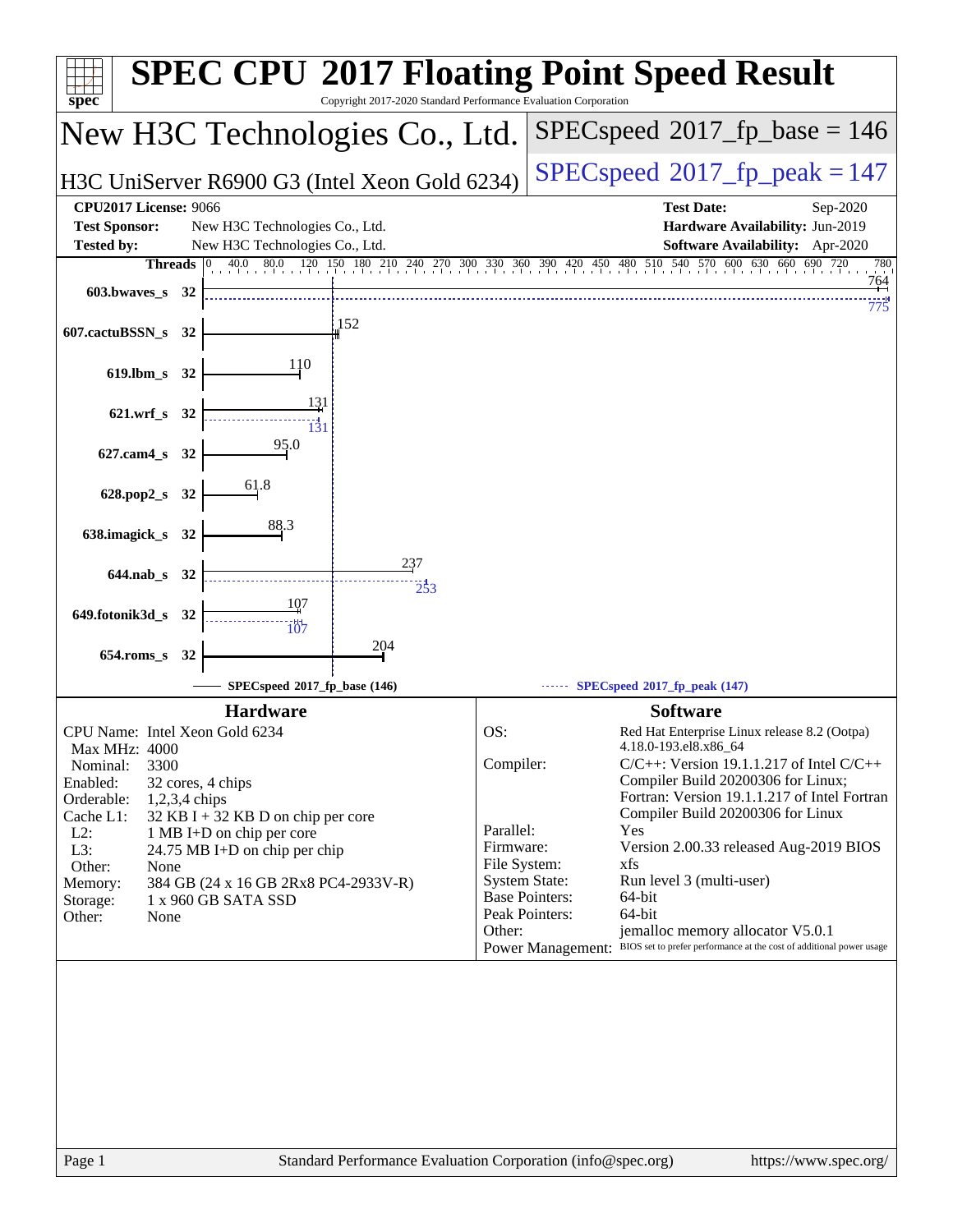# SPEC CPU 2017 Floating Point Speed Result

Copyright 2017-2020 Standard Performance Evaluation Corporation

## New H3C Technologies Co., Ltd.

**H3C UniServer R6900 G3 (Intel Xeon Gold 6234)**

**SPECspeed 2017_fp_base = 146**

**SPECspeed 2017_fp_peak = 147**

| | | | |
|---|---|---|---|
| **CPU2017 License:** | 9066 | **Test Date:** | Sep-2020 |
| **Test Sponsor:** | New H3C Technologies Co., Ltd. | **Hardware Availability:** | Jun-2019 |
| **Tested by:** | New H3C Technologies Co., Ltd. | **Software Availability:** | Apr-2020 |

| Benchmark | Threads | Base | Peak |
|---|---|---|---|
| 603.bwaves_s | 32 | 764 | 775 |
| 607.cactuBSSN_s | 32 | 152 | |
| 619.lbm_s | 32 | 110 | |
| 621.wrf_s | 32 | 131 | 131 |
| 627.cam4_s | 32 | 95.0 | |
| 628.pop2_s | 32 | 61.8 | |
| 638.imagick_s | 32 | 88.3 | |
| 644.nab_s | 32 | 237 | 253 |
| 649.fotonik3d_s | 32 | 107 | 107 |
| 654.roms_s | 32 | 204 | |

SPECspeed 2017_fp_base (146) — SPECspeed 2017_fp_peak (147)

### Hardware

| | |
|---|---|
| CPU Name: | Intel Xeon Gold 6234 |
| Max MHz: | 4000 |
| Nominal: | 3300 |
| Enabled: | 32 cores, 4 chips |
| Orderable: | 1,2,3,4 chips |
| Cache L1: | 32 KB I + 32 KB D on chip per core |
| L2: | 1 MB I+D on chip per core |
| L3: | 24.75 MB I+D on chip per chip |
| Other: | None |
| Memory: | 384 GB (24 x 16 GB 2Rx8 PC4-2933V-R) |
| Storage: | 1 x 960 GB SATA SSD |
| Other: | None |

### Software

| | |
|---|---|
| OS: | Red Hat Enterprise Linux release 8.2 (Ootpa) 4.18.0-193.el8.x86_64 |
| Compiler: | C/C++: Version 19.1.1.217 of Intel C/C++ Compiler Build 20200306 for Linux; Fortran: Version 19.1.1.217 of Intel Fortran Compiler Build 20200306 for Linux |
| Parallel: | Yes |
| Firmware: | Version 2.00.33 released Aug-2019 BIOS |
| File System: | xfs |
| System State: | Run level 3 (multi-user) |
| Base Pointers: | 64-bit |
| Peak Pointers: | 64-bit |
| Other: | jemalloc memory allocator V5.0.1 |
| Power Management: | BIOS set to prefer performance at the cost of additional power usage |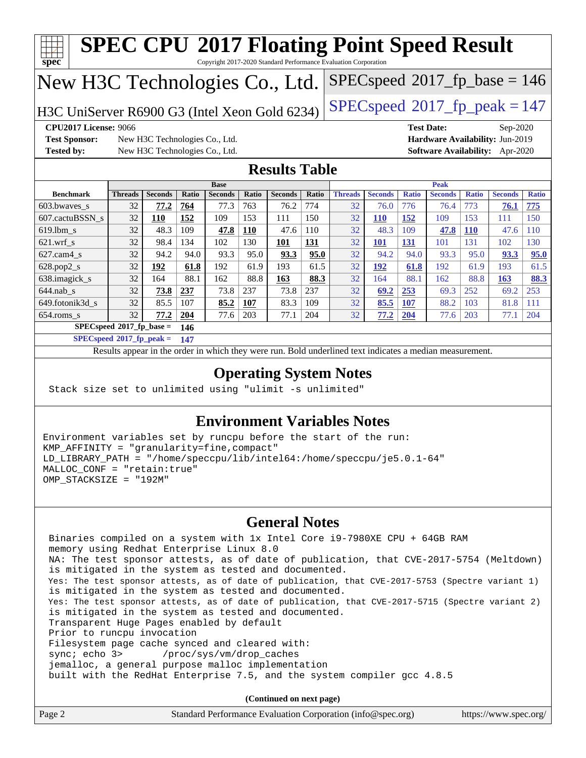# SPEC CPU 2017 Floating Point Speed Result

Copyright 2017-2020 Standard Performance Evaluation Corporation

## New H3C Technologies Co., Ltd.

H3C UniServer R6900 G3 (Intel Xeon Gold 6234)

SPECspeed 2017_fp_base = 146

SPECspeed 2017_fp_peak = 147

**CPU2017 License:** 9066
**Test Sponsor:** New H3C Technologies Co., Ltd.
**Tested by:** New H3C Technologies Co., Ltd.

**Test Date:** Sep-2020
**Hardware Availability:** Jun-2019
**Software Availability:** Apr-2020

## Results Table

| Benchmark | Base | | | | | | | Peak | | | | | | |
|---|---|---|---|---|---|---|---|---|---|---|---|---|---|---|
| | Threads | Seconds | Ratio | Seconds | Ratio | Seconds | Ratio | Threads | Seconds | Ratio | Seconds | Ratio | Seconds | Ratio |
| 603.bwaves_s | 32 | **77.2** | **764** | 77.3 | 763 | 76.2 | 774 | 32 | 76.0 | 776 | 76.4 | 773 | **76.1** | **775** |
| 607.cactuBSSN_s | 32 | **110** | **152** | 109 | 153 | 111 | 150 | 32 | **110** | **152** | 109 | 153 | 111 | 150 |
| 619.lbm_s | 32 | 48.3 | 109 | **47.8** | **110** | 47.6 | 110 | 32 | 48.3 | 109 | **47.8** | **110** | 47.6 | 110 |
| 621.wrf_s | 32 | 98.4 | 134 | 102 | 130 | **101** | **131** | 32 | **101** | **131** | 101 | 131 | 102 | 130 |
| 627.cam4_s | 32 | 94.2 | 94.0 | 93.3 | 95.0 | **93.3** | **95.0** | 32 | 94.2 | 94.0 | 93.3 | 95.0 | **93.3** | **95.0** |
| 628.pop2_s | 32 | **192** | **61.8** | 192 | 61.9 | 193 | 61.5 | 32 | **192** | **61.8** | 192 | 61.9 | 193 | 61.5 |
| 638.imagick_s | 32 | 164 | 88.1 | 162 | 88.8 | **163** | **88.3** | 32 | 164 | 88.1 | 162 | 88.8 | **163** | **88.3** |
| 644.nab_s | 32 | **73.8** | **237** | 73.8 | 237 | 73.8 | 237 | 32 | **69.2** | **253** | 69.3 | 252 | 69.2 | 253 |
| 649.fotonik3d_s | 32 | 85.5 | 107 | **85.2** | **107** | 83.3 | 109 | 32 | **85.5** | **107** | 88.2 | 103 | 81.8 | 111 |
| 654.roms_s | 32 | **77.2** | **204** | 77.6 | 203 | 77.1 | 204 | 32 | **77.2** | **204** | 77.6 | 203 | 77.1 | 204 |

**SPECspeed 2017_fp_base = 146**

**SPECspeed 2017_fp_peak = 147**

Results appear in the order in which they were run. Bold underlined text indicates a median measurement.

## Operating System Notes

```
Stack size set to unlimited using "ulimit -s unlimited"
```

## Environment Variables Notes

```
Environment variables set by runcpu before the start of the run:
KMP_AFFINITY = "granularity=fine,compact"
LD_LIBRARY_PATH = "/home/speccpu/lib/intel64:/home/speccpu/je5.0.1-64"
MALLOC_CONF = "retain:true"
OMP_STACKSIZE = "192M"
```

## General Notes

```
Binaries compiled on a system with 1x Intel Core i9-7980XE CPU + 64GB RAM
memory using Redhat Enterprise Linux 8.0
NA: The test sponsor attests, as of date of publication, that CVE-2017-5754 (Meltdown)
is mitigated in the system as tested and documented.
Yes: The test sponsor attests, as of date of publication, that CVE-2017-5753 (Spectre variant 1)
is mitigated in the system as tested and documented.
Yes: The test sponsor attests, as of date of publication, that CVE-2017-5715 (Spectre variant 2)
is mitigated in the system as tested and documented.
Transparent Huge Pages enabled by default
Prior to runcpu invocation
Filesystem page cache synced and cleared with:
sync; echo 3>       /proc/sys/vm/drop_caches
jemalloc, a general purpose malloc implementation
built with the RedHat Enterprise 7.5, and the system compiler gcc 4.8.5
```

**(Continued on next page)**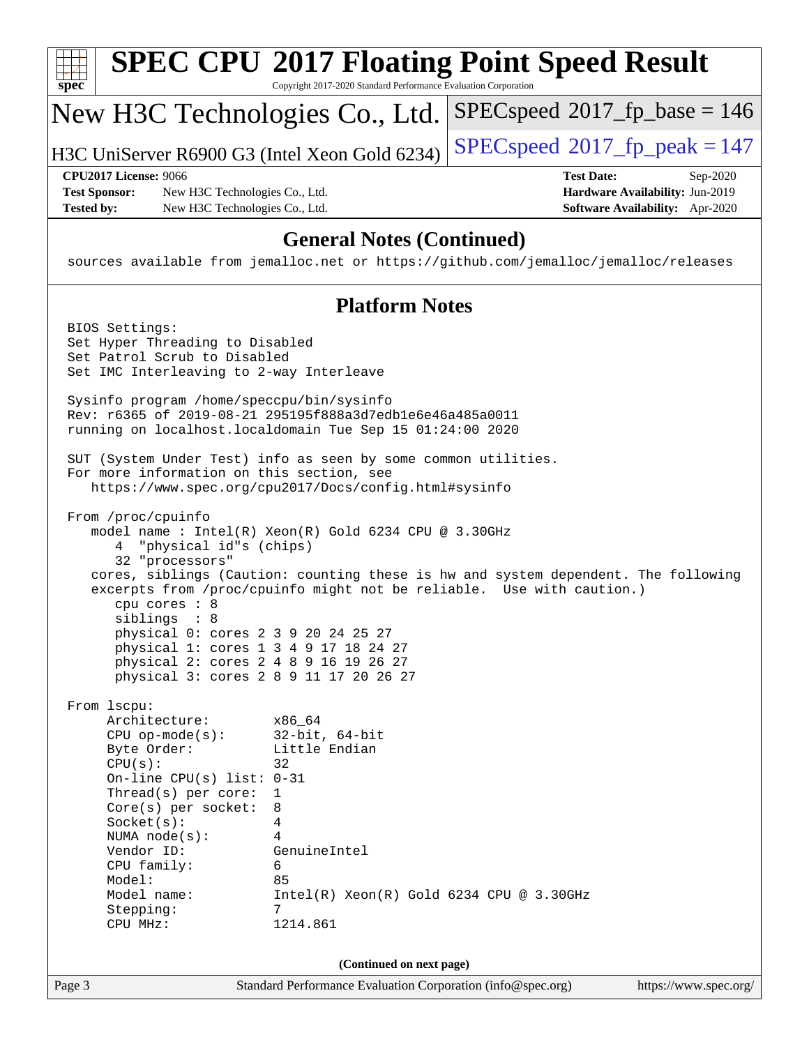# SPEC CPU 2017 Floating Point Speed Result

Copyright 2017-2020 Standard Performance Evaluation Corporation

## New H3C Technologies Co., Ltd.

H3C UniServer R6900 G3 (Intel Xeon Gold 6234)

SPECspeed 2017_fp_base = 146

SPECspeed 2017_fp_peak = 147

| | | | |
|---|---|---|---|
| **CPU2017 License:** | 9066 | **Test Date:** | Sep-2020 |
| **Test Sponsor:** | New H3C Technologies Co., Ltd. | **Hardware Availability:** | Jun-2019 |
| **Tested by:** | New H3C Technologies Co., Ltd. | **Software Availability:** | Apr-2020 |

## General Notes (Continued)

```
sources available from jemalloc.net or https://github.com/jemalloc/jemalloc/releases
```

## Platform Notes

```
BIOS Settings:
Set Hyper Threading to Disabled
Set Patrol Scrub to Disabled
Set IMC Interleaving to 2-way Interleave

Sysinfo program /home/speccpu/bin/sysinfo
Rev: r6365 of 2019-08-21 295195f888a3d7edb1e6e46a485a0011
running on localhost.localdomain Tue Sep 15 01:24:00 2020

SUT (System Under Test) info as seen by some common utilities.
For more information on this section, see
   https://www.spec.org/cpu2017/Docs/config.html#sysinfo

From /proc/cpuinfo
   model name : Intel(R) Xeon(R) Gold 6234 CPU @ 3.30GHz
      4  "physical id"s (chips)
      32 "processors"
   cores, siblings (Caution: counting these is hw and system dependent. The following
   excerpts from /proc/cpuinfo might not be reliable.  Use with caution.)
      cpu cores : 8
      siblings  : 8
      physical 0: cores 2 3 9 20 24 25 27
      physical 1: cores 1 3 4 9 17 18 24 27
      physical 2: cores 2 4 8 9 16 19 26 27
      physical 3: cores 2 8 9 11 17 20 26 27

From lscpu:
     Architecture:        x86_64
     CPU op-mode(s):      32-bit, 64-bit
     Byte Order:          Little Endian
     CPU(s):              32
     On-line CPU(s) list: 0-31
     Thread(s) per core:  1
     Core(s) per socket:  8
     Socket(s):           4
     NUMA node(s):        4
     Vendor ID:           GenuineIntel
     CPU family:          6
     Model:               85
     Model name:          Intel(R) Xeon(R) Gold 6234 CPU @ 3.30GHz
     Stepping:            7
     CPU MHz:             1214.861
```

(Continued on next page)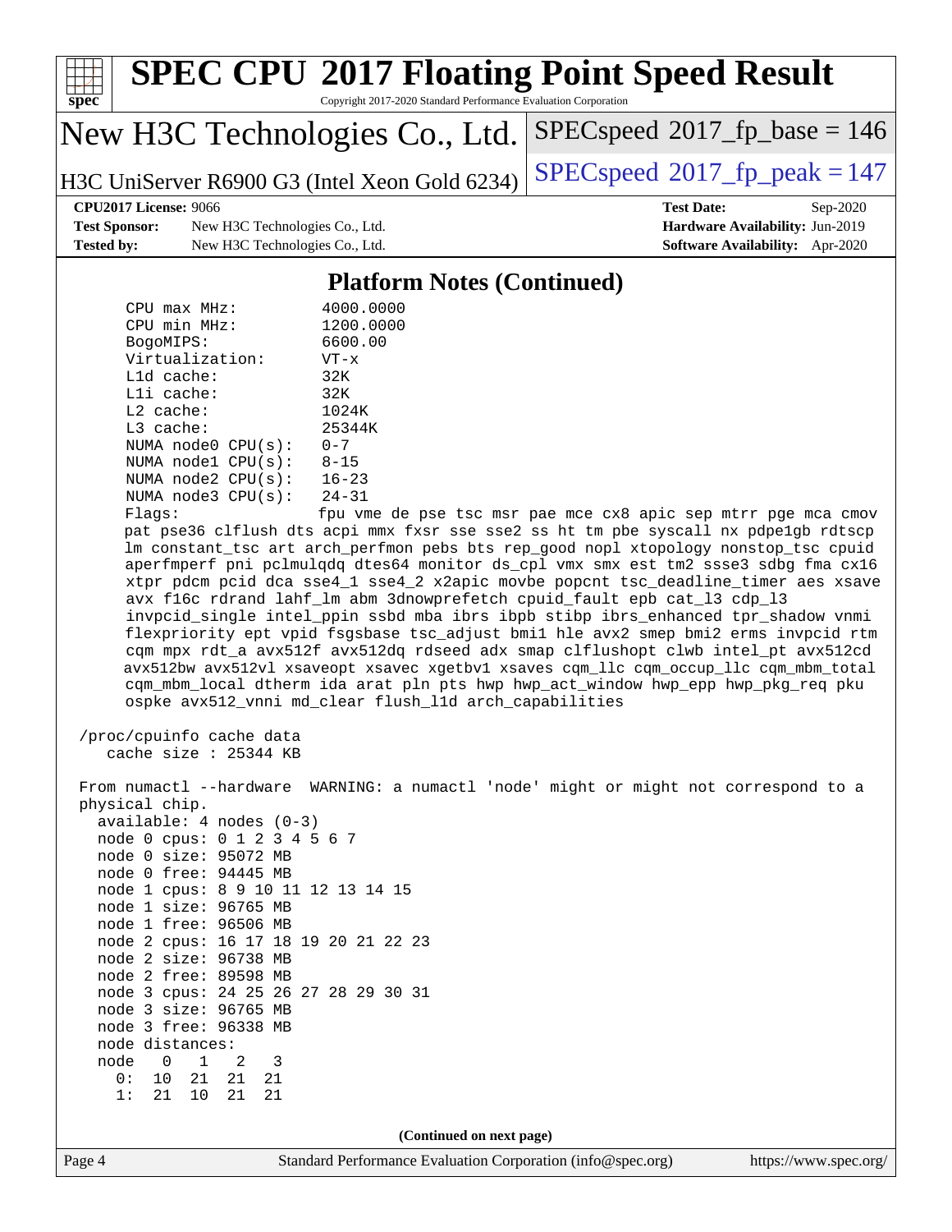# SPEC CPU 2017 Floating Point Speed Result

Copyright 2017-2020 Standard Performance Evaluation Corporation

## New H3C Technologies Co., Ltd.

H3C UniServer R6900 G3 (Intel Xeon Gold 6234)

SPECspeed 2017_fp_base = 146

SPECspeed 2017_fp_peak = 147

**CPU2017 License:** 9066
**Test Sponsor:** New H3C Technologies Co., Ltd.
**Tested by:** New H3C Technologies Co., Ltd.

**Test Date:** Sep-2020
**Hardware Availability:** Jun-2019
**Software Availability:** Apr-2020

### Platform Notes (Continued)

```
      CPU max MHz:         4000.0000
      CPU min MHz:         1200.0000
      BogoMIPS:            6600.00
      Virtualization:      VT-x
      L1d cache:           32K
      L1i cache:           32K
      L2 cache:            1024K
      L3 cache:            25344K
      NUMA node0 CPU(s):   0-7
      NUMA node1 CPU(s):   8-15
      NUMA node2 CPU(s):   16-23
      NUMA node3 CPU(s):   24-31
      Flags:               fpu vme de pse tsc msr pae mce cx8 apic sep mtrr pge mca cmov
      pat pse36 clflush dts acpi mmx fxsr sse sse2 ss ht tm pbe syscall nx pdpe1gb rdtscp
      lm constant_tsc art arch_perfmon pebs bts rep_good nopl xtopology nonstop_tsc cpuid
      aperfmperf pni pclmulqdq dtes64 monitor ds_cpl vmx smx est tm2 ssse3 sdbg fma cx16
      xtpr pdcm pcid dca sse4_1 sse4_2 x2apic movbe popcnt tsc_deadline_timer aes xsave
      avx f16c rdrand lahf_lm abm 3dnowprefetch cpuid_fault epb cat_l3 cdp_l3
      invpcid_single intel_ppin ssbd mba ibrs ibpb stibp ibrs_enhanced tpr_shadow vnmi
      flexpriority ept vpid fsgsbase tsc_adjust bmi1 hle avx2 smep bmi2 erms invpcid rtm
      cqm mpx rdt_a avx512f avx512dq rdseed adx smap clflushopt clwb intel_pt avx512cd
      avx512bw avx512vl xsaveopt xsavec xgetbv1 xsaves cqm_llc cqm_occup_llc cqm_mbm_total
      cqm_mbm_local dtherm ida arat pln pts hwp hwp_act_window hwp_epp hwp_pkg_req pku
      ospke avx512_vnni md_clear flush_l1d arch_capabilities

 /proc/cpuinfo cache data
    cache size : 25344 KB

 From numactl --hardware  WARNING: a numactl 'node' might or might not correspond to a
 physical chip.
   available: 4 nodes (0-3)
   node 0 cpus: 0 1 2 3 4 5 6 7
   node 0 size: 95072 MB
   node 0 free: 94445 MB
   node 1 cpus: 8 9 10 11 12 13 14 15
   node 1 size: 96765 MB
   node 1 free: 96506 MB
   node 2 cpus: 16 17 18 19 20 21 22 23
   node 2 size: 96738 MB
   node 2 free: 89598 MB
   node 3 cpus: 24 25 26 27 28 29 30 31
   node 3 size: 96765 MB
   node 3 free: 96338 MB
   node distances:
   node   0   1   2   3
     0:  10  21  21  21
     1:  21  10  21  21
```

(Continued on next page)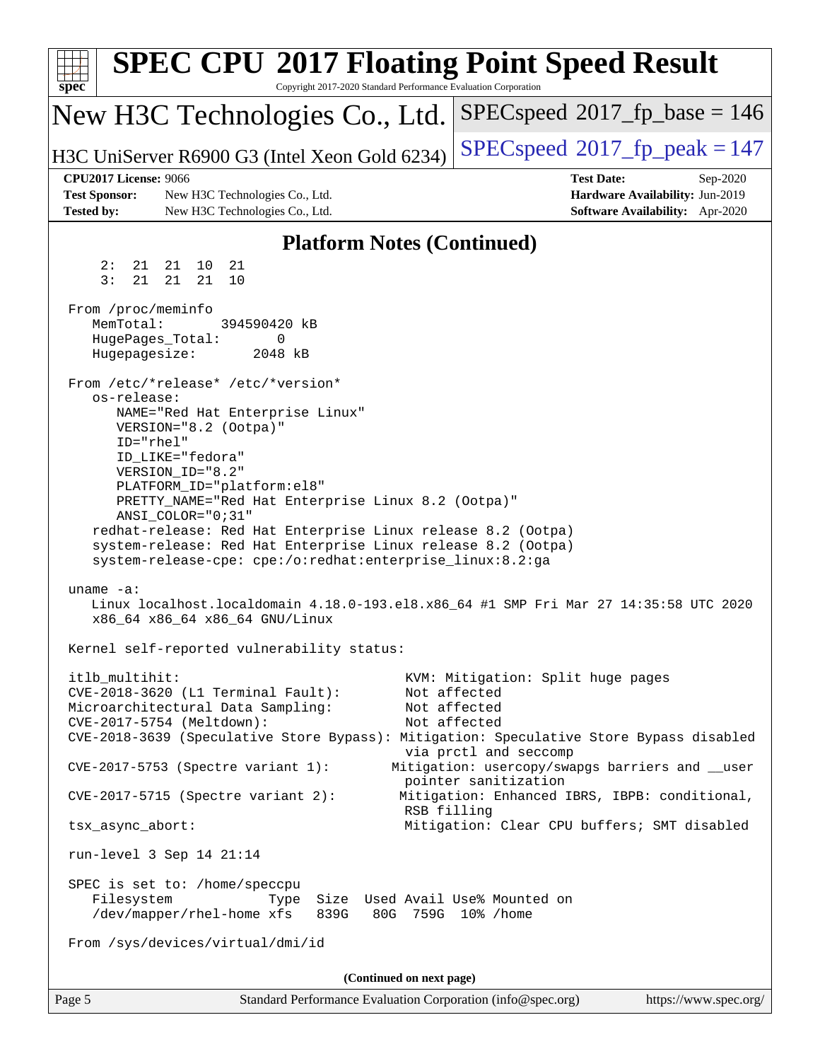## Platform Notes (Continued)

```
     2:  21  21  10  21
     3:  21  21  21  10

 From /proc/meminfo
    MemTotal:       394590420 kB
    HugePages_Total:       0
    Hugepagesize:       2048 kB

 From /etc/*release* /etc/*version*
    os-release:
       NAME="Red Hat Enterprise Linux"
       VERSION="8.2 (Ootpa)"
       ID="rhel"
       ID_LIKE="fedora"
       VERSION_ID="8.2"
       PLATFORM_ID="platform:el8"
       PRETTY_NAME="Red Hat Enterprise Linux 8.2 (Ootpa)"
       ANSI_COLOR="0;31"
    redhat-release: Red Hat Enterprise Linux release 8.2 (Ootpa)
    system-release: Red Hat Enterprise Linux release 8.2 (Ootpa)
    system-release-cpe: cpe:/o:redhat:enterprise_linux:8.2:ga

 uname -a:
    Linux localhost.localdomain 4.18.0-193.el8.x86_64 #1 SMP Fri Mar 27 14:35:58 UTC 2020
    x86_64 x86_64 x86_64 GNU/Linux

 Kernel self-reported vulnerability status:

 itlb_multihit:                                         KVM: Mitigation: Split huge pages
 CVE-2018-3620 (L1 Terminal Fault):                     Not affected
 Microarchitectural Data Sampling:                      Not affected
 CVE-2017-5754 (Meltdown):                              Not affected
 CVE-2018-3639 (Speculative Store Bypass): Mitigation: Speculative Store Bypass disabled
                                                        via prctl and seccomp
 CVE-2017-5753 (Spectre variant 1):                   Mitigation: usercopy/swapgs barriers and __user
                                                        pointer sanitization
 CVE-2017-5715 (Spectre variant 2):                    Mitigation: Enhanced IBRS, IBPB: conditional,
                                                        RSB filling
 tsx_async_abort:                                       Mitigation: Clear CPU buffers; SMT disabled

 run-level 3 Sep 14 21:14

 SPEC is set to: /home/speccpu
    Filesystem             Type  Size  Used Avail Use% Mounted on
    /dev/mapper/rhel-home xfs   839G   80G  759G  10% /home

 From /sys/devices/virtual/dmi/id
```

**(Continued on next page)**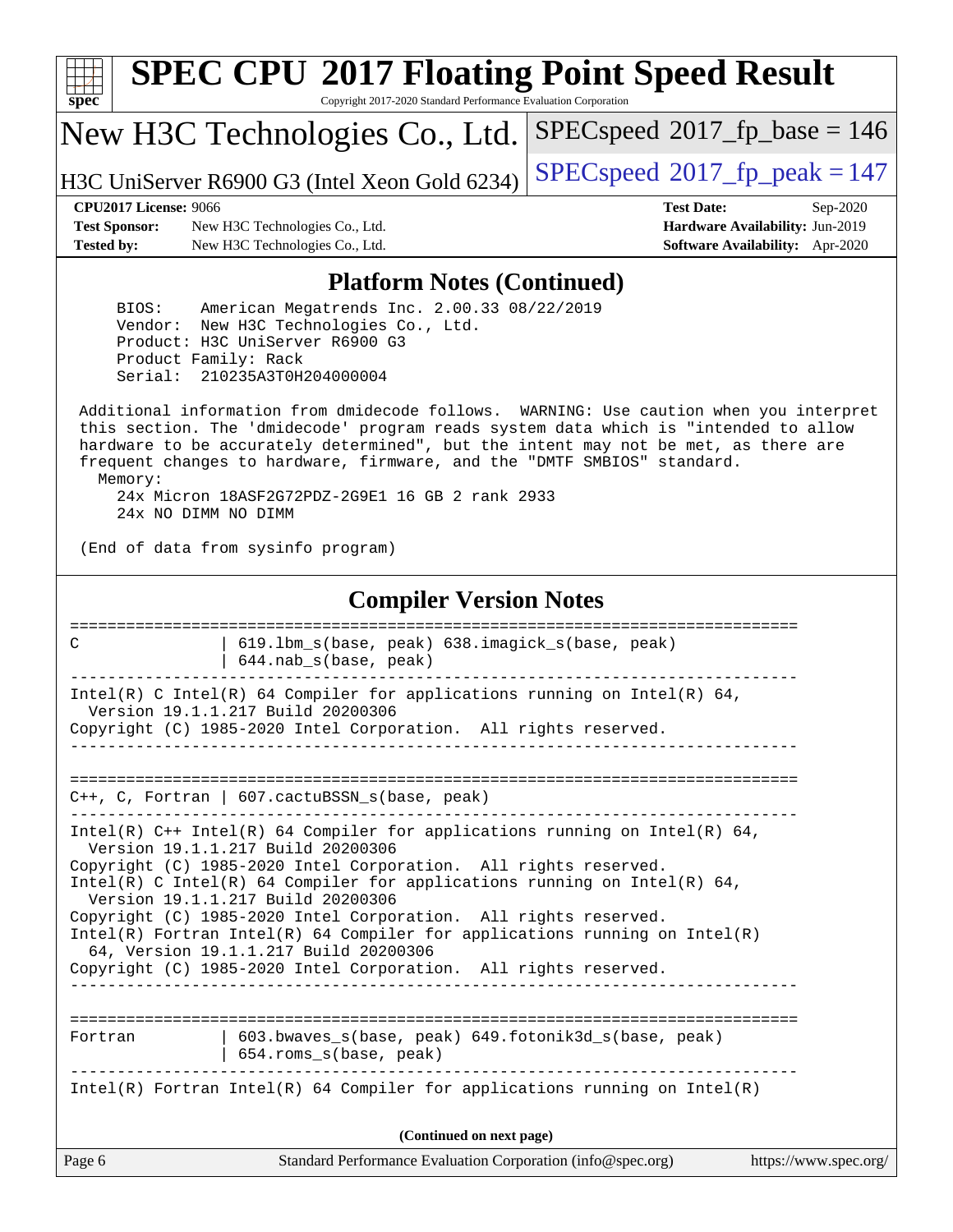## Platform Notes (Continued)

```
    BIOS:    American Megatrends Inc. 2.00.33 08/22/2019
    Vendor:  New H3C Technologies Co., Ltd.
    Product: H3C UniServer R6900 G3
    Product Family: Rack
    Serial:  210235A3T0H204000004

 Additional information from dmidecode follows.  WARNING: Use caution when you interpret
 this section. The 'dmidecode' program reads system data which is "intended to allow
 hardware to be accurately determined", but the intent may not be met, as there are
 frequent changes to hardware, firmware, and the "DMTF SMBIOS" standard.
   Memory:
     24x Micron 18ASF2G72PDZ-2G9E1 16 GB 2 rank 2933
     24x NO DIMM NO DIMM

 (End of data from sysinfo program)
```

## Compiler Version Notes

```
==============================================================================
C               | 619.lbm_s(base, peak) 638.imagick_s(base, peak)
                | 644.nab_s(base, peak)
------------------------------------------------------------------------------
Intel(R) C Intel(R) 64 Compiler for applications running on Intel(R) 64,
  Version 19.1.1.217 Build 20200306
Copyright (C) 1985-2020 Intel Corporation.  All rights reserved.
------------------------------------------------------------------------------

==============================================================================
C++, C, Fortran | 607.cactuBSSN_s(base, peak)
------------------------------------------------------------------------------
Intel(R) C++ Intel(R) 64 Compiler for applications running on Intel(R) 64,
  Version 19.1.1.217 Build 20200306
Copyright (C) 1985-2020 Intel Corporation.  All rights reserved.
Intel(R) C Intel(R) 64 Compiler for applications running on Intel(R) 64,
  Version 19.1.1.217 Build 20200306
Copyright (C) 1985-2020 Intel Corporation.  All rights reserved.
Intel(R) Fortran Intel(R) 64 Compiler for applications running on Intel(R)
  64, Version 19.1.1.217 Build 20200306
Copyright (C) 1985-2020 Intel Corporation.  All rights reserved.
------------------------------------------------------------------------------

==============================================================================
Fortran         | 603.bwaves_s(base, peak) 649.fotonik3d_s(base, peak)
                | 654.roms_s(base, peak)
------------------------------------------------------------------------------
Intel(R) Fortran Intel(R) 64 Compiler for applications running on Intel(R)
```

(Continued on next page)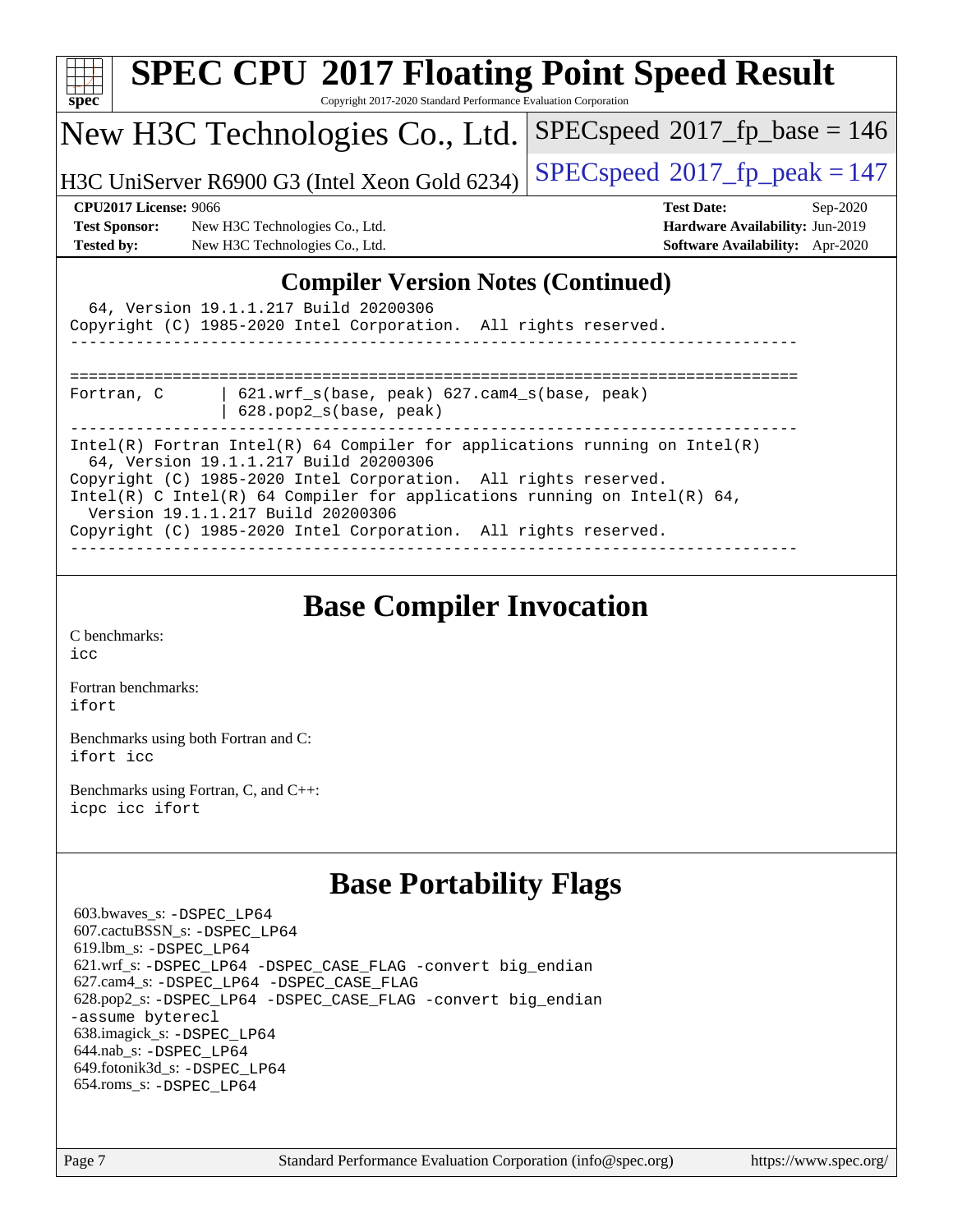# SPEC CPU 2017 Floating Point Speed Result

Copyright 2017-2020 Standard Performance Evaluation Corporation

**New H3C Technologies Co., Ltd.**

H3C UniServer R6900 G3 (Intel Xeon Gold 6234)

SPECspeed 2017_fp_base = 146

SPECspeed 2017_fp_peak = 147

**CPU2017 License:** 9066
**Test Sponsor:** New H3C Technologies Co., Ltd.
**Tested by:** New H3C Technologies Co., Ltd.

**Test Date:** Sep-2020
**Hardware Availability:** Jun-2019
**Software Availability:** Apr-2020

## Compiler Version Notes (Continued)

```
  64, Version 19.1.1.217 Build 20200306
Copyright (C) 1985-2020 Intel Corporation.  All rights reserved.
------------------------------------------------------------------------------

==============================================================================
Fortran, C      | 621.wrf_s(base, peak) 627.cam4_s(base, peak)
                | 628.pop2_s(base, peak)
------------------------------------------------------------------------------
Intel(R) Fortran Intel(R) 64 Compiler for applications running on Intel(R)
  64, Version 19.1.1.217 Build 20200306
Copyright (C) 1985-2020 Intel Corporation.  All rights reserved.
Intel(R) C Intel(R) 64 Compiler for applications running on Intel(R) 64,
  Version 19.1.1.217 Build 20200306
Copyright (C) 1985-2020 Intel Corporation.  All rights reserved.
------------------------------------------------------------------------------
```

## Base Compiler Invocation

C benchmarks:
icc

Fortran benchmarks:
ifort

Benchmarks using both Fortran and C:
ifort icc

Benchmarks using Fortran, C, and C++:
icpc icc ifort

## Base Portability Flags

603.bwaves_s: -DSPEC_LP64
607.cactuBSSN_s: -DSPEC_LP64
619.lbm_s: -DSPEC_LP64
621.wrf_s: -DSPEC_LP64 -DSPEC_CASE_FLAG -convert big_endian
627.cam4_s: -DSPEC_LP64 -DSPEC_CASE_FLAG
628.pop2_s: -DSPEC_LP64 -DSPEC_CASE_FLAG -convert big_endian -assume byterecl
638.imagick_s: -DSPEC_LP64
644.nab_s: -DSPEC_LP64
649.fotonik3d_s: -DSPEC_LP64
654.roms_s: -DSPEC_LP64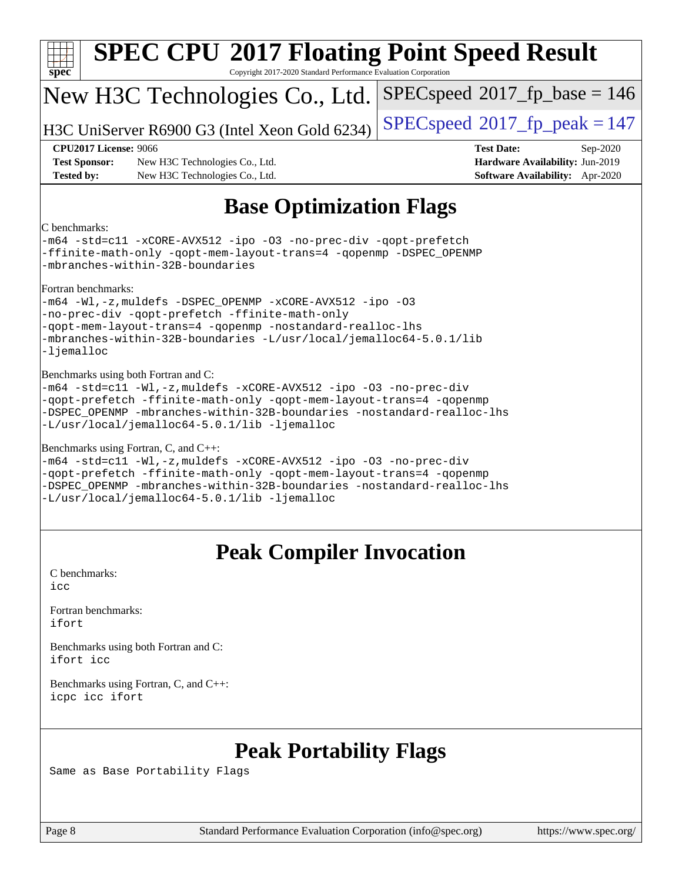# Base Optimization Flags

C benchmarks:

```
-m64 -std=c11 -xCORE-AVX512 -ipo -O3 -no-prec-div -qopt-prefetch
-ffinite-math-only -qopt-mem-layout-trans=4 -qopenmp -DSPEC_OPENMP
-mbranches-within-32B-boundaries
```

Fortran benchmarks:

```
-m64 -Wl,-z,muldefs -DSPEC_OPENMP -xCORE-AVX512 -ipo -O3
-no-prec-div -qopt-prefetch -ffinite-math-only
-qopt-mem-layout-trans=4 -qopenmp -nostandard-realloc-lhs
-mbranches-within-32B-boundaries -L/usr/local/jemalloc64-5.0.1/lib
-ljemalloc
```

Benchmarks using both Fortran and C:

```
-m64 -std=c11 -Wl,-z,muldefs -xCORE-AVX512 -ipo -O3 -no-prec-div
-qopt-prefetch -ffinite-math-only -qopt-mem-layout-trans=4 -qopenmp
-DSPEC_OPENMP -mbranches-within-32B-boundaries -nostandard-realloc-lhs
-L/usr/local/jemalloc64-5.0.1/lib -ljemalloc
```

Benchmarks using Fortran, C, and C++:

```
-m64 -std=c11 -Wl,-z,muldefs -xCORE-AVX512 -ipo -O3 -no-prec-div
-qopt-prefetch -ffinite-math-only -qopt-mem-layout-trans=4 -qopenmp
-DSPEC_OPENMP -mbranches-within-32B-boundaries -nostandard-realloc-lhs
-L/usr/local/jemalloc64-5.0.1/lib -ljemalloc
```

# Peak Compiler Invocation

C benchmarks:
icc

Fortran benchmarks:
ifort

Benchmarks using both Fortran and C:
ifort icc

Benchmarks using Fortran, C, and C++:
icpc icc ifort

# Peak Portability Flags

Same as Base Portability Flags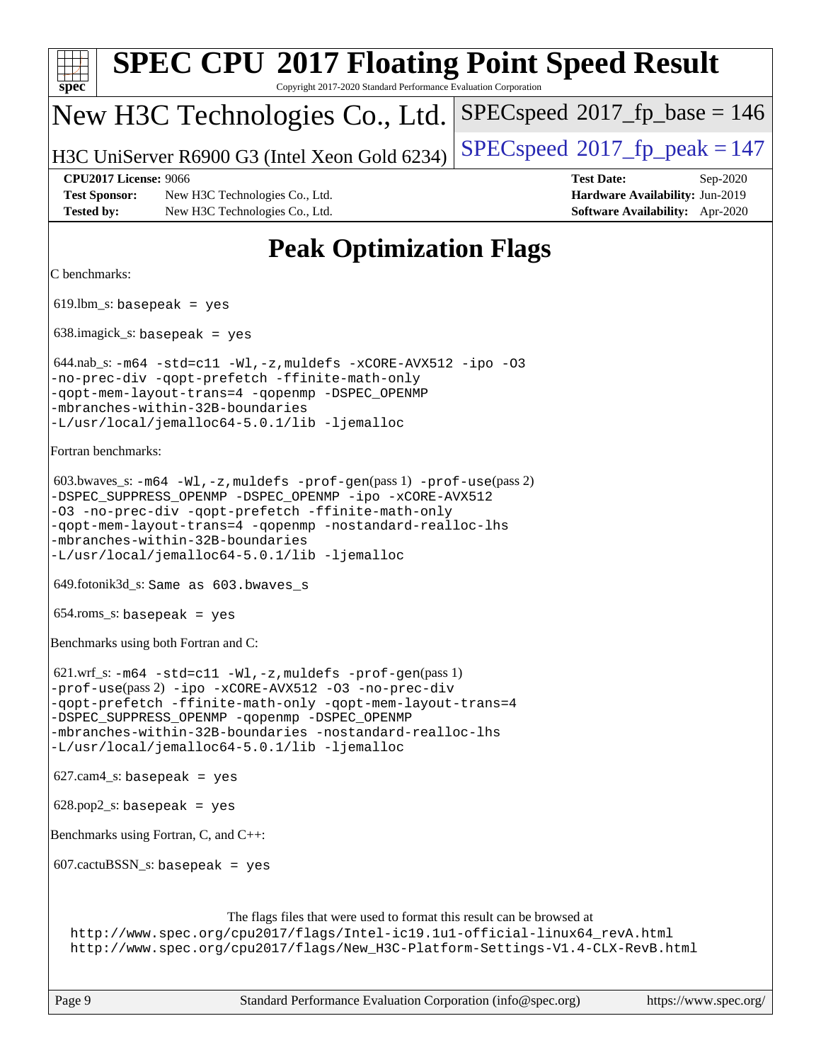# Peak Optimization Flags

C benchmarks:

619.lbm_s: `basepeak = yes`

638.imagick_s: `basepeak = yes`

644.nab_s: `-m64 -std=c11 -Wl,-z,muldefs -xCORE-AVX512 -ipo -O3 -no-prec-div -qopt-prefetch -ffinite-math-only -qopt-mem-layout-trans=4 -qopenmp -DSPEC_OPENMP -mbranches-within-32B-boundaries -L/usr/local/jemalloc64-5.0.1/lib -ljemalloc`

Fortran benchmarks:

603.bwaves_s: `-m64 -Wl,-z,muldefs -prof-gen`(pass 1) `-prof-use`(pass 2) `-DSPEC_SUPPRESS_OPENMP -DSPEC_OPENMP -ipo -xCORE-AVX512 -O3 -no-prec-div -qopt-prefetch -ffinite-math-only -qopt-mem-layout-trans=4 -qopenmp -nostandard-realloc-lhs -mbranches-within-32B-boundaries -L/usr/local/jemalloc64-5.0.1/lib -ljemalloc`

649.fotonik3d_s: `Same as 603.bwaves_s`

654.roms_s: `basepeak = yes`

Benchmarks using both Fortran and C:

621.wrf_s: `-m64 -std=c11 -Wl,-z,muldefs -prof-gen`(pass 1) `-prof-use`(pass 2) `-ipo -xCORE-AVX512 -O3 -no-prec-div -qopt-prefetch -ffinite-math-only -qopt-mem-layout-trans=4 -DSPEC_SUPPRESS_OPENMP -qopenmp -DSPEC_OPENMP -mbranches-within-32B-boundaries -nostandard-realloc-lhs -L/usr/local/jemalloc64-5.0.1/lib -ljemalloc`

627.cam4_s: `basepeak = yes`

628.pop2_s: `basepeak = yes`

Benchmarks using Fortran, C, and C++:

607.cactuBSSN_s: `basepeak = yes`

The flags files that were used to format this result can be browsed at
http://www.spec.org/cpu2017/flags/Intel-ic19.1u1-official-linux64_revA.html
http://www.spec.org/cpu2017/flags/New_H3C-Platform-Settings-V1.4-CLX-RevB.html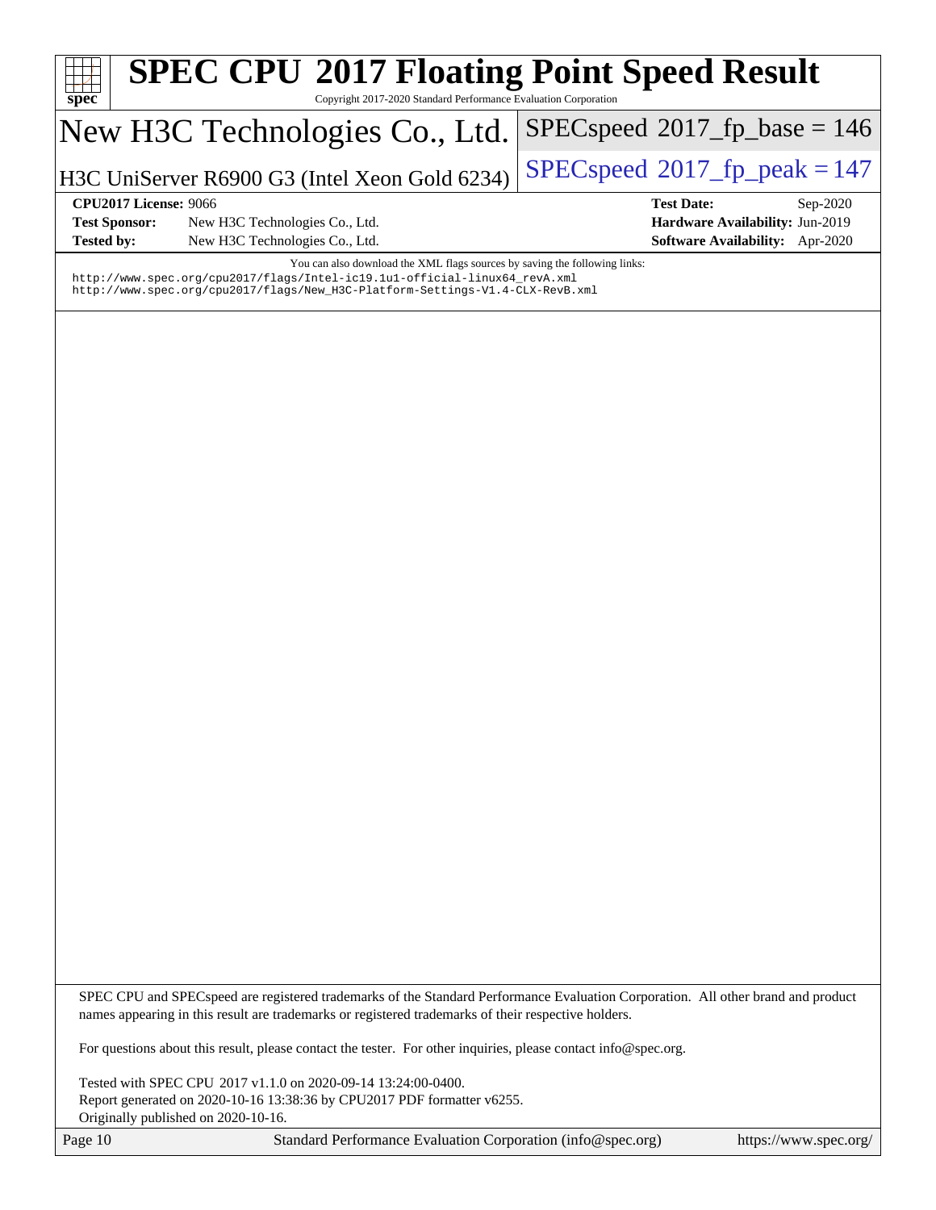# SPEC CPU 2017 Floating Point Speed Result

Copyright 2017-2020 Standard Performance Evaluation Corporation

## New H3C Technologies Co., Ltd.

H3C UniServer R6900 G3 (Intel Xeon Gold 6234)

SPECspeed 2017_fp_base = 146

SPECspeed 2017_fp_peak = 147

**CPU2017 License:** 9066
**Test Sponsor:** New H3C Technologies Co., Ltd.
**Tested by:** New H3C Technologies Co., Ltd.

**Test Date:** Sep-2020
**Hardware Availability:** Jun-2019
**Software Availability:** Apr-2020

You can also download the XML flags sources by saving the following links:

```
http://www.spec.org/cpu2017/flags/Intel-ic19.1u1-official-linux64_revA.xml
http://www.spec.org/cpu2017/flags/New_H3C-Platform-Settings-V1.4-CLX-RevB.xml
```

SPEC CPU and SPECspeed are registered trademarks of the Standard Performance Evaluation Corporation. All other brand and product names appearing in this result are trademarks or registered trademarks of their respective holders.

For questions about this result, please contact the tester. For other inquiries, please contact info@spec.org.

Tested with SPEC CPU 2017 v1.1.0 on 2020-09-14 13:24:00-0400.
Report generated on 2020-10-16 13:38:36 by CPU2017 PDF formatter v6255.
Originally published on 2020-10-16.